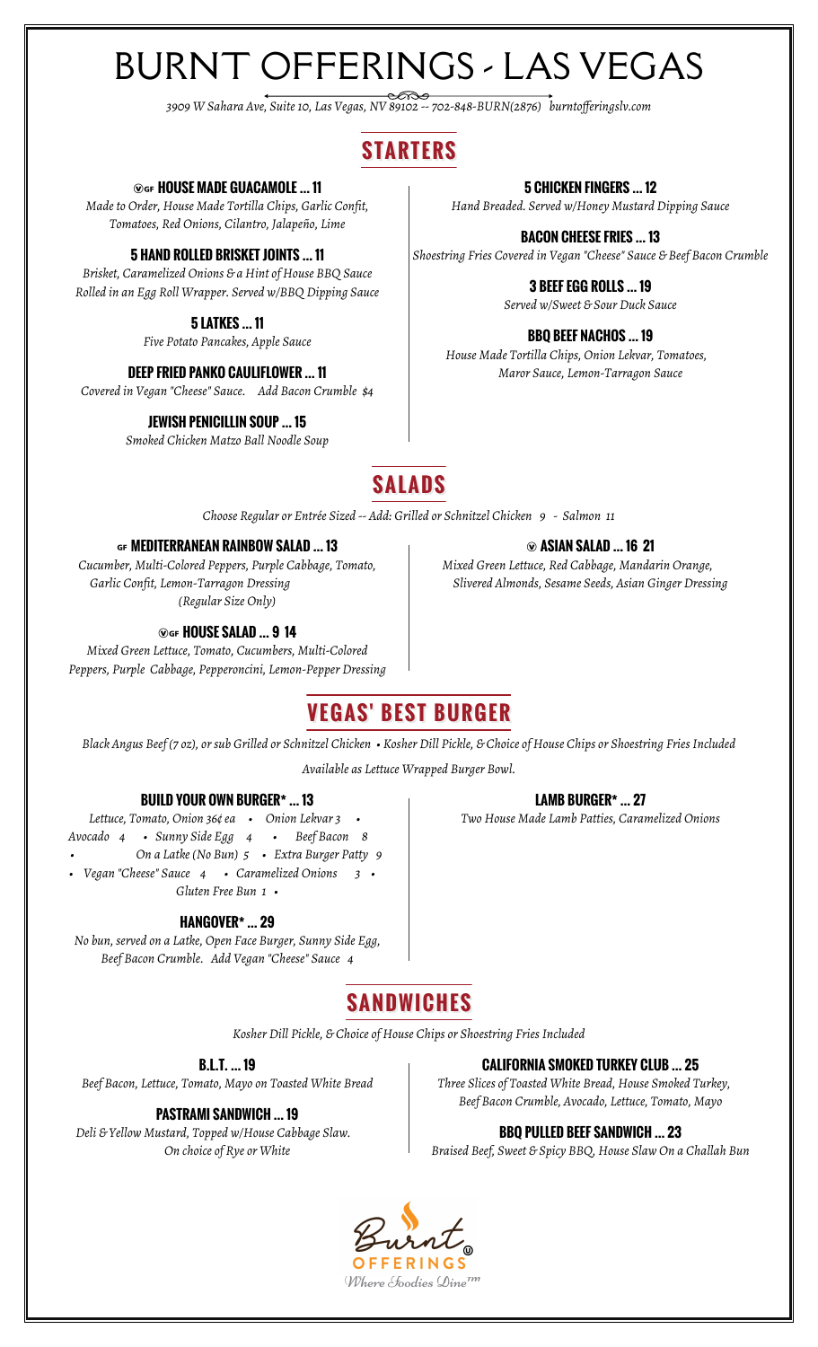# BURNT OFFERINGS - LAS VEGAS

*3909 W Sahara Ave, Suite 10, Las Vegas, NV 89102 -- 702-848-BURN(2876) burntofferingslv.com*

## STARTERS

**Ⓥ GF HOUSE MADE GUACAMOLE ... 11**
*Made to Order, House Made Tortilla Chips, Garlic Confit, Tomatoes, Red Onions, Cilantro, Jalapeño, Lime*

**5 HAND ROLLED BRISKET JOINTS ... 11**
*Brisket, Caramelized Onions & a Hint of House BBQ Sauce Rolled in an Egg Roll Wrapper. Served w/BBQ Dipping Sauce*

**5 LATKES ... 11**
*Five Potato Pancakes, Apple Sauce*

**DEEP FRIED PANKO CAULIFLOWER ... 11**
*Covered in Vegan "Cheese" Sauce. Add Bacon Crumble $4*

**JEWISH PENICILLIN SOUP ... 15**
*Smoked Chicken Matzo Ball Noodle Soup*

**5 CHICKEN FINGERS ... 12**
*Hand Breaded. Served w/Honey Mustard Dipping Sauce*

**BACON CHEESE FRIES ... 13**
*Shoestring Fries Covered in Vegan "Cheese" Sauce & Beef Bacon Crumble*

**3 BEEF EGG ROLLS ... 19**
*Served w/Sweet & Sour Duck Sauce*

**BBQ BEEF NACHOS ... 19**
*House Made Tortilla Chips, Onion Lekvar, Tomatoes, Maror Sauce, Lemon-Tarragon Sauce*

## SALADS

*Choose Regular or Entrée Sized -- Add: Grilled or Schnitzel Chicken 9 - Salmon 11*

**GF MEDITERRANEAN RAINBOW SALAD ... 13**
*Cucumber, Multi-Colored Peppers, Purple Cabbage, Tomato, Garlic Confit, Lemon-Tarragon Dressing (Regular Size Only)*

**Ⓥ GF HOUSE SALAD ... 9 14**
*Mixed Green Lettuce, Tomato, Cucumbers, Multi-Colored Peppers, Purple Cabbage, Pepperoncini, Lemon-Pepper Dressing*

**Ⓥ ASIAN SALAD ... 16 21**
*Mixed Green Lettuce, Red Cabbage, Mandarin Orange, Slivered Almonds, Sesame Seeds, Asian Ginger Dressing*

## VEGAS' BEST BURGER

*Black Angus Beef (7 oz), or sub Grilled or Schnitzel Chicken • Kosher Dill Pickle, & Choice of House Chips or Shoestring Fries Included*

*Available as Lettuce Wrapped Burger Bowl.*

**BUILD YOUR OWN BURGER* ... 13**
*Lettuce, Tomato, Onion 36¢ ea • Onion Lekvar 3 • Avocado 4 • Sunny Side Egg 4 • Beef Bacon 8 • On a Latke (No Bun) 5 • Extra Burger Patty 9 • Vegan "Cheese" Sauce 4 • Caramelized Onions 3 • Gluten Free Bun 1 •*

**HANGOVER* ... 29**
*No bun, served on a Latke, Open Face Burger, Sunny Side Egg, Beef Bacon Crumble. Add Vegan "Cheese" Sauce 4*

**LAMB BURGER* ... 27**
*Two House Made Lamb Patties, Caramelized Onions*

## SANDWICHES

*Kosher Dill Pickle, & Choice of House Chips or Shoestring Fries Included*

**B.L.T. ... 19**
*Beef Bacon, Lettuce, Tomato, Mayo on Toasted White Bread*

**PASTRAMI SANDWICH ... 19**
*Deli & Yellow Mustard, Topped w/House Cabbage Slaw. On choice of Rye or White*

**CALIFORNIA SMOKED TURKEY CLUB ... 25**
*Three Slices of Toasted White Bread, House Smoked Turkey, Beef Bacon Crumble, Avocado, Lettuce, Tomato, Mayo*

**BBQ PULLED BEEF SANDWICH ... 23**
*Braised Beef, Sweet & Spicy BBQ, House Slaw On a Challah Bun*

Burnt OFFERINGS
*Where Foodies Dine™*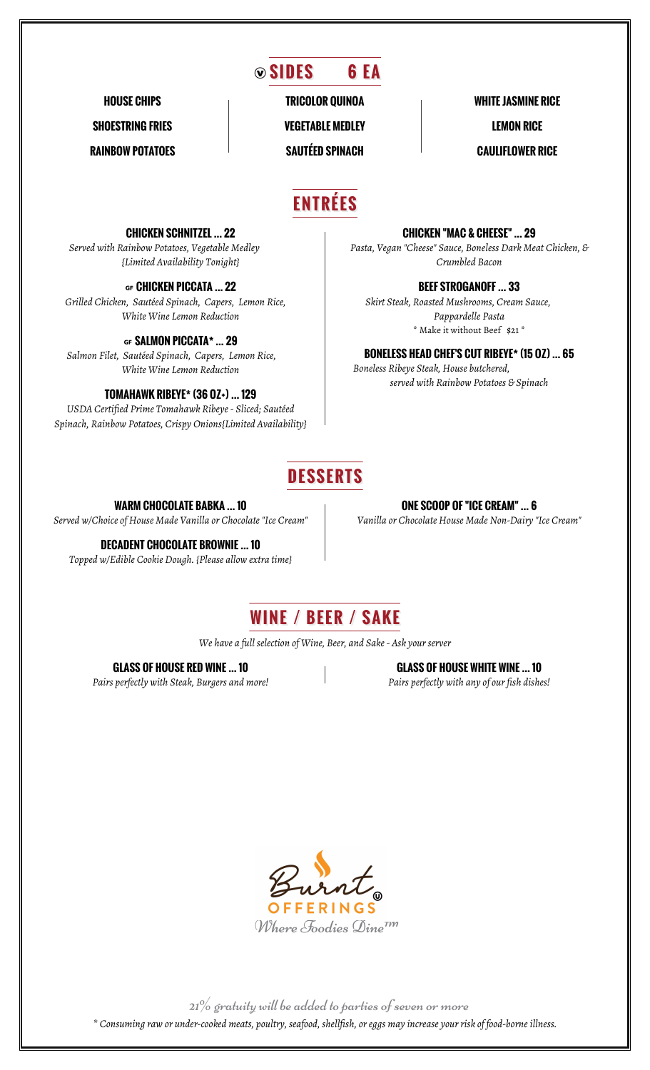## Ⓥ SIDES 6 EA

HOUSE CHIPS

SHOESTRING FRIES

RAINBOW POTATOES

TRICOLOR QUINOA

VEGETABLE MEDLEY

SAUTÉED SPINACH

WHITE JASMINE RICE

LEMON RICE

CAULIFLOWER RICE

## ENTRÉES

**CHICKEN SCHNITZEL ... 22**
*Served with Rainbow Potatoes, Vegetable Medley {Limited Availability Tonight}*

**GF CHICKEN PICCATA ... 22**
*Grilled Chicken, Sautéed Spinach, Capers, Lemon Rice, White Wine Lemon Reduction*

**GF SALMON PICCATA* ... 29**
*Salmon Filet, Sautéed Spinach, Capers, Lemon Rice, White Wine Lemon Reduction*

**TOMAHAWK RIBEYE* (36 OZ+) ... 129**
*USDA Certified Prime Tomahawk Ribeye - Sliced; Sautéed Spinach, Rainbow Potatoes, Crispy Onions{Limited Availability}*

**CHICKEN "MAC & CHEESE" ... 29**
*Pasta, Vegan "Cheese" Sauce, Boneless Dark Meat Chicken, & Crumbled Bacon*

**BEEF STROGANOFF ... 33**
*Skirt Steak, Roasted Mushrooms, Cream Sauce, Pappardelle Pasta*
* Make it without Beef $21 *

**BONELESS HEAD CHEF'S CUT RIBEYE* (15 OZ) ... 65**
*Boneless Ribeye Steak, House butchered, served with Rainbow Potatoes & Spinach*

## DESSERTS

**WARM CHOCOLATE BABKA ... 10**
*Served w/Choice of House Made Vanilla or Chocolate "Ice Cream"*

**DECADENT CHOCOLATE BROWNIE ... 10**
*Topped w/Edible Cookie Dough. {Please allow extra time}*

**ONE SCOOP OF "ICE CREAM" ... 6**
*Vanilla or Chocolate House Made Non-Dairy "Ice Cream"*

## WINE / BEER / SAKE

*We have a full selection of Wine, Beer, and Sake - Ask your server*

**GLASS OF HOUSE RED WINE ... 10**
*Pairs perfectly with Steak, Burgers and more!*

**GLASS OF HOUSE WHITE WINE ... 10**
*Pairs perfectly with any of our fish dishes!*

Burnt OFFERINGS
*Where Foodies Dine™*

*21% gratuity will be added to parties of seven or more*

** Consuming raw or under-cooked meats, poultry, seafood, shellfish, or eggs may increase your risk of food-borne illness.*